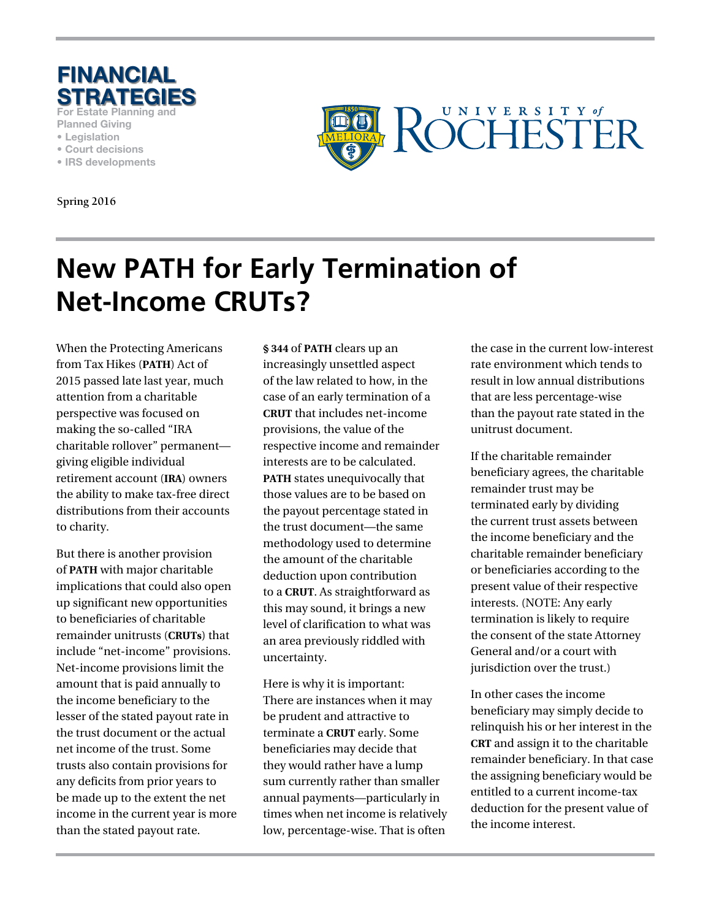**FINANCIAL STRATEGIES**

For Estate Planning and Planned Giving

- Legislation
- Court decisions
- IRS developments

UNIVERSITY *of* ROCHESTER

Spring 2016

# New PATH for Early Termination of Net-Income CRUTs?

When the Protecting Americans from Tax Hikes (**PATH**) Act of 2015 passed late last year, much attention from a charitable perspective was focused on making the so-called "IRA charitable rollover" permanent—giving eligible individual retirement account (**IRA**) owners the ability to make tax-free direct distributions from their accounts to charity.

But there is another provision of **PATH** with major charitable implications that could also open up significant new opportunities to beneficiaries of charitable remainder unitrusts (**CRUTs**) that include "net-income" provisions. Net-income provisions limit the amount that is paid annually to the income beneficiary to the lesser of the stated payout rate in the trust document or the actual net income of the trust. Some trusts also contain provisions for any deficits from prior years to be made up to the extent the net income in the current year is more than the stated payout rate.

**§ 344** of **PATH** clears up an increasingly unsettled aspect of the law related to how, in the case of an early termination of a **CRUT** that includes net-income provisions, the value of the respective income and remainder interests are to be calculated. **PATH** states unequivocally that those values are to be based on the payout percentage stated in the trust document—the same methodology used to determine the amount of the charitable deduction upon contribution to a **CRUT**. As straightforward as this may sound, it brings a new level of clarification to what was an area previously riddled with uncertainty.

Here is why it is important: There are instances when it may be prudent and attractive to terminate a **CRUT** early. Some beneficiaries may decide that they would rather have a lump sum currently rather than smaller annual payments—particularly in times when net income is relatively low, percentage-wise. That is often the case in the current low-interest rate environment which tends to result in low annual distributions that are less percentage-wise than the payout rate stated in the unitrust document.

If the charitable remainder beneficiary agrees, the charitable remainder trust may be terminated early by dividing the current trust assets between the income beneficiary and the charitable remainder beneficiary or beneficiaries according to the present value of their respective interests. (NOTE: Any early termination is likely to require the consent of the state Attorney General and/or a court with jurisdiction over the trust.)

In other cases the income beneficiary may simply decide to relinquish his or her interest in the **CRT** and assign it to the charitable remainder beneficiary. In that case the assigning beneficiary would be entitled to a current income-tax deduction for the present value of the income interest.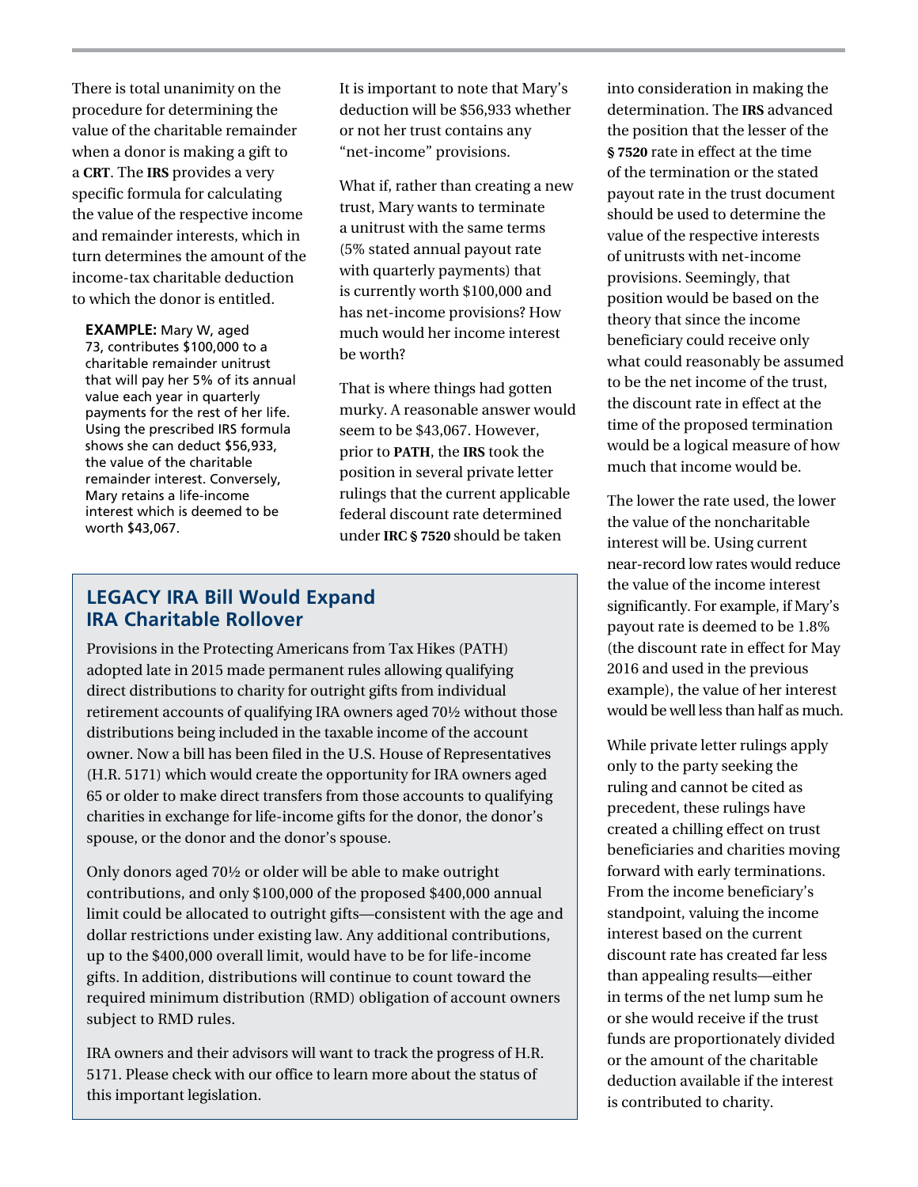There is total unanimity on the procedure for determining the value of the charitable remainder when a donor is making a gift to a **CRT**. The **IRS** provides a very specific formula for calculating the value of the respective income and remainder interests, which in turn determines the amount of the income-tax charitable deduction to which the donor is entitled.

> **EXAMPLE:** Mary W, aged 73, contributes $100,000 to a charitable remainder unitrust that will pay her 5% of its annual value each year in quarterly payments for the rest of her life. Using the prescribed IRS formula shows she can deduct $56,933, the value of the charitable remainder interest. Conversely, Mary retains a life-income interest which is deemed to be worth $43,067.

It is important to note that Mary's deduction will be $56,933 whether or not her trust contains any "net-income" provisions.

What if, rather than creating a new trust, Mary wants to terminate a unitrust with the same terms (5% stated annual payout rate with quarterly payments) that is currently worth $100,000 and has net-income provisions? How much would her income interest be worth?

That is where things had gotten murky. A reasonable answer would seem to be $43,067. However, prior to **PATH**, the **IRS** took the position in several private letter rulings that the current applicable federal discount rate determined under **IRC § 7520** should be taken into consideration in making the determination. The **IRS** advanced the position that the lesser of the **§ 7520** rate in effect at the time of the termination or the stated payout rate in the trust document should be used to determine the value of the respective interests of unitrusts with net-income provisions. Seemingly, that position would be based on the theory that since the income beneficiary could receive only what could reasonably be assumed to be the net income of the trust, the discount rate in effect at the time of the proposed termination would be a logical measure of how much that income would be.

The lower the rate used, the lower the value of the noncharitable interest will be. Using current near-record low rates would reduce the value of the income interest significantly. For example, if Mary's payout rate is deemed to be 1.8% (the discount rate in effect for May 2016 and used in the previous example), the value of her interest would be well less than half as much.

While private letter rulings apply only to the party seeking the ruling and cannot be cited as precedent, these rulings have created a chilling effect on trust beneficiaries and charities moving forward with early terminations. From the income beneficiary's standpoint, valuing the income interest based on the current discount rate has created far less than appealing results—either in terms of the net lump sum he or she would receive if the trust funds are proportionately divided or the amount of the charitable deduction available if the interest is contributed to charity.

## LEGACY IRA Bill Would Expand IRA Charitable Rollover

Provisions in the Protecting Americans from Tax Hikes (PATH) adopted late in 2015 made permanent rules allowing qualifying direct distributions to charity for outright gifts from individual retirement accounts of qualifying IRA owners aged 70½ without those distributions being included in the taxable income of the account owner. Now a bill has been filed in the U.S. House of Representatives (H.R. 5171) which would create the opportunity for IRA owners aged 65 or older to make direct transfers from those accounts to qualifying charities in exchange for life-income gifts for the donor, the donor's spouse, or the donor and the donor's spouse.

Only donors aged 70½ or older will be able to make outright contributions, and only $100,000 of the proposed $400,000 annual limit could be allocated to outright gifts—consistent with the age and dollar restrictions under existing law. Any additional contributions, up to the $400,000 overall limit, would have to be for life-income gifts. In addition, distributions will continue to count toward the required minimum distribution (RMD) obligation of account owners subject to RMD rules.

IRA owners and their advisors will want to track the progress of H.R. 5171. Please check with our office to learn more about the status of this important legislation.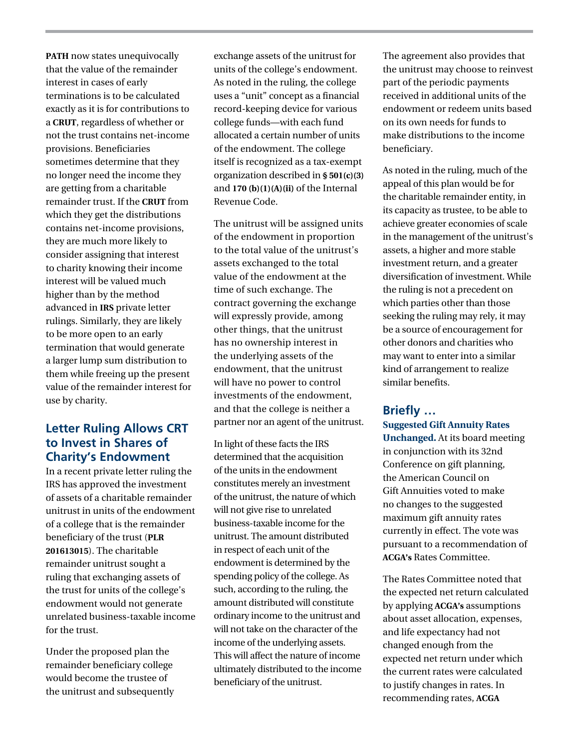**PATH** now states unequivocally that the value of the remainder interest in cases of early terminations is to be calculated exactly as it is for contributions to a **CRUT**, regardless of whether or not the trust contains net-income provisions. Beneficiaries sometimes determine that they no longer need the income they are getting from a charitable remainder trust. If the **CRUT** from which they get the distributions contains net-income provisions, they are much more likely to consider assigning that interest to charity knowing their income interest will be valued much higher than by the method advanced in **IRS** private letter rulings. Similarly, they are likely to be more open to an early termination that would generate a larger lump sum distribution to them while freeing up the present value of the remainder interest for use by charity.

## Letter Ruling Allows CRT to Invest in Shares of Charity's Endowment

In a recent private letter ruling the IRS has approved the investment of assets of a charitable remainder unitrust in units of the endowment of a college that is the remainder beneficiary of the trust (**PLR 201613015**). The charitable remainder unitrust sought a ruling that exchanging assets of the trust for units of the college's endowment would not generate unrelated business-taxable income for the trust.

Under the proposed plan the remainder beneficiary college would become the trustee of the unitrust and subsequently exchange assets of the unitrust for units of the college's endowment. As noted in the ruling, the college uses a "unit" concept as a financial record-keeping device for various college funds—with each fund allocated a certain number of units of the endowment. The college itself is recognized as a tax-exempt organization described in **§ 501(c)(3)** and **170 (b)(1)(A)(ii)** of the Internal Revenue Code.

The unitrust will be assigned units of the endowment in proportion to the total value of the unitrust's assets exchanged to the total value of the endowment at the time of such exchange. The contract governing the exchange will expressly provide, among other things, that the unitrust has no ownership interest in the underlying assets of the endowment, that the unitrust will have no power to control investments of the endowment, and that the college is neither a partner nor an agent of the unitrust.

In light of these facts the IRS determined that the acquisition of the units in the endowment constitutes merely an investment of the unitrust, the nature of which will not give rise to unrelated business-taxable income for the unitrust. The amount distributed in respect of each unit of the endowment is determined by the spending policy of the college. As such, according to the ruling, the amount distributed will constitute ordinary income to the unitrust and will not take on the character of the income of the underlying assets. This will affect the nature of income ultimately distributed to the income beneficiary of the unitrust.

The agreement also provides that the unitrust may choose to reinvest part of the periodic payments received in additional units of the endowment or redeem units based on its own needs for funds to make distributions to the income beneficiary.

As noted in the ruling, much of the appeal of this plan would be for the charitable remainder entity, in its capacity as trustee, to be able to achieve greater economies of scale in the management of the unitrust's assets, a higher and more stable investment return, and a greater diversification of investment. While the ruling is not a precedent on which parties other than those seeking the ruling may rely, it may be a source of encouragement for other donors and charities who may want to enter into a similar kind of arrangement to realize similar benefits.

## Briefly …

**Suggested Gift Annuity Rates Unchanged.** At its board meeting in conjunction with its 32nd Conference on gift planning, the American Council on Gift Annuities voted to make no changes to the suggested maximum gift annuity rates currently in effect. The vote was pursuant to a recommendation of **ACGA's** Rates Committee.

The Rates Committee noted that the expected net return calculated by applying **ACGA's** assumptions about asset allocation, expenses, and life expectancy had not changed enough from the expected net return under which the current rates were calculated to justify changes in rates. In recommending rates, **ACGA**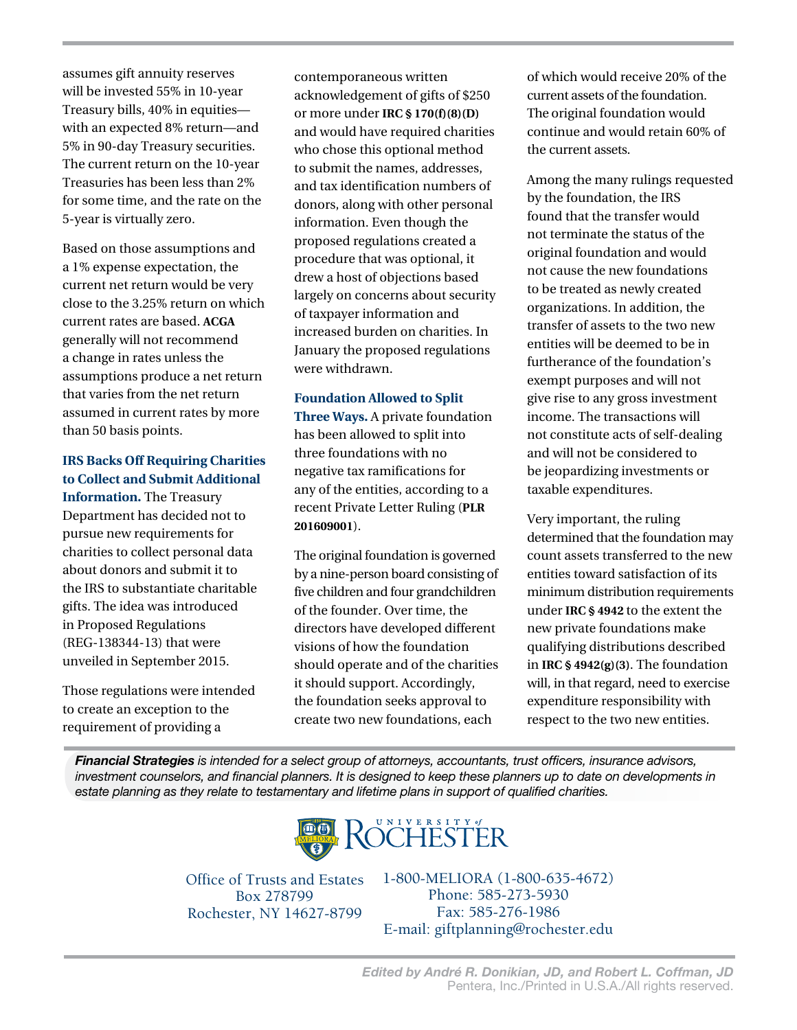assumes gift annuity reserves will be invested 55% in 10-year Treasury bills, 40% in equities—with an expected 8% return—and 5% in 90-day Treasury securities. The current return on the 10-year Treasuries has been less than 2% for some time, and the rate on the 5-year is virtually zero.

Based on those assumptions and a 1% expense expectation, the current net return would be very close to the 3.25% return on which current rates are based. **ACGA** generally will not recommend a change in rates unless the assumptions produce a net return that varies from the net return assumed in current rates by more than 50 basis points.

**IRS Backs Off Requiring Charities to Collect and Submit Additional Information.** The Treasury Department has decided not to pursue new requirements for charities to collect personal data about donors and submit it to the IRS to substantiate charitable gifts. The idea was introduced in Proposed Regulations (REG-138344-13) that were unveiled in September 2015.

Those regulations were intended to create an exception to the requirement of providing a contemporaneous written acknowledgement of gifts of $250 or more under **IRC § 170(f)(8)(D)** and would have required charities who chose this optional method to submit the names, addresses, and tax identification numbers of donors, along with other personal information. Even though the proposed regulations created a procedure that was optional, it drew a host of objections based largely on concerns about security of taxpayer information and increased burden on charities. In January the proposed regulations were withdrawn.

**Foundation Allowed to Split Three Ways.** A private foundation has been allowed to split into three foundations with no negative tax ramifications for any of the entities, according to a recent Private Letter Ruling (**PLR 201609001**).

The original foundation is governed by a nine-person board consisting of five children and four grandchildren of the founder. Over time, the directors have developed different visions of how the foundation should operate and of the charities it should support. Accordingly, the foundation seeks approval to create two new foundations, each of which would receive 20% of the current assets of the foundation. The original foundation would continue and would retain 60% of the current assets.

Among the many rulings requested by the foundation, the IRS found that the transfer would not terminate the status of the original foundation and would not cause the new foundations to be treated as newly created organizations. In addition, the transfer of assets to the two new entities will be deemed to be in furtherance of the foundation's exempt purposes and will not give rise to any gross investment income. The transactions will not constitute acts of self-dealing and will not be considered to be jeopardizing investments or taxable expenditures.

Very important, the ruling determined that the foundation may count assets transferred to the new entities toward satisfaction of its minimum distribution requirements under **IRC § 4942** to the extent the new private foundations make qualifying distributions described in **IRC § 4942(g)(3)**. The foundation will, in that regard, need to exercise expenditure responsibility with respect to the two new entities.

***Financial Strategies*** *is intended for a select group of attorneys, accountants, trust officers, insurance advisors, investment counselors, and financial planners. It is designed to keep these planners up to date on developments in estate planning as they relate to testamentary and lifetime plans in support of qualified charities.*

University of Rochester

Office of Trusts and Estates
Box 278799
Rochester, NY 14627-8799

1-800-MELIORA (1-800-635-4672)
Phone: 585-273-5930
Fax: 585-276-1986
E-mail: giftplanning@rochester.edu

*Edited by André R. Donikian, JD, and Robert L. Coffman, JD*
Pentera, Inc./Printed in U.S.A./All rights reserved.